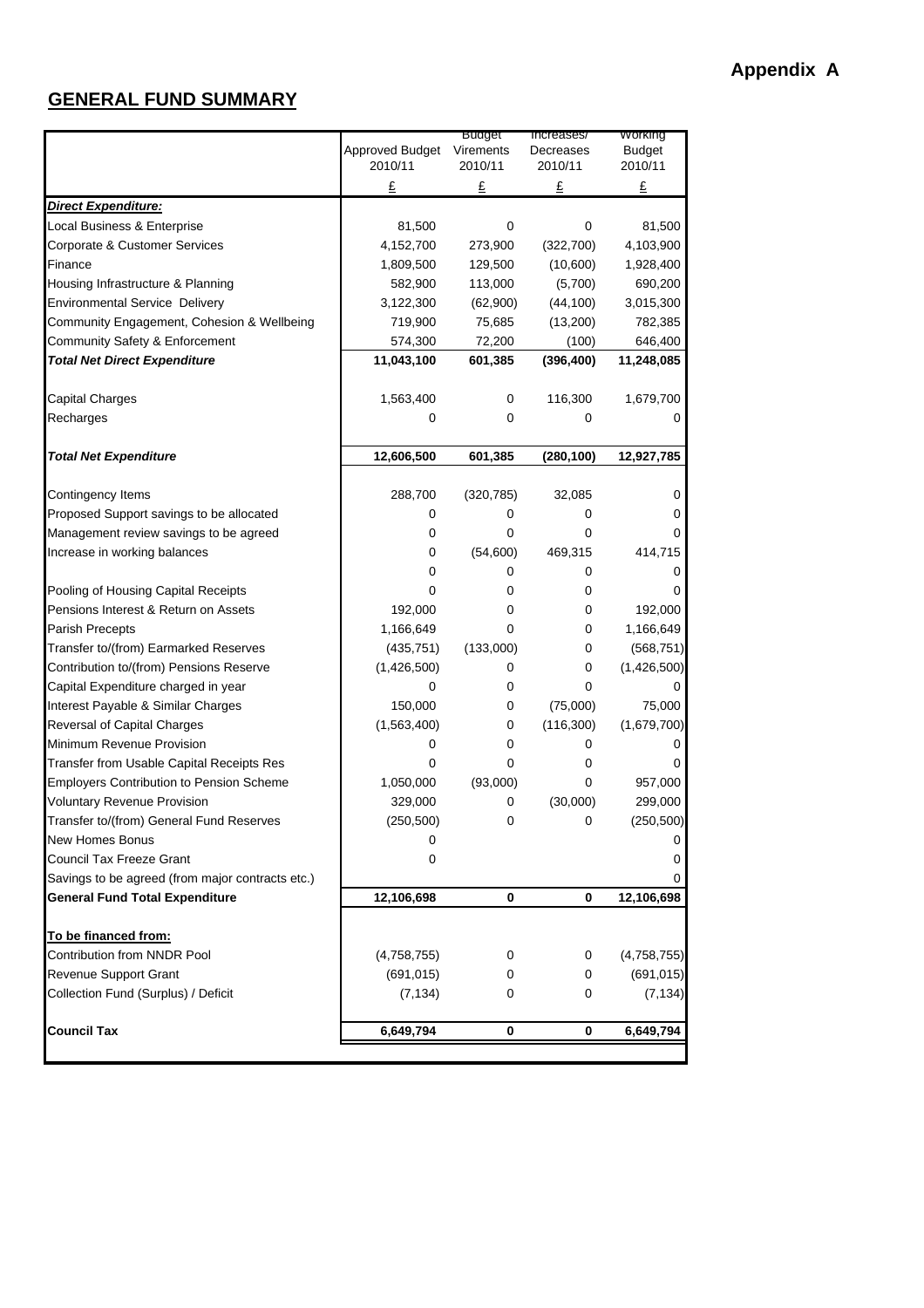**Appendix A**

## GENERAL FUND SUMMARY

| | Approved Budget 2010/11 | Budget Virements 2010/11 | Increases/ Decreases 2010/11 | Working Budget 2010/11 |
|---|---|---|---|---|
| | £ | £ | £ | £ |
| ***Direct Expenditure:*** | | | | |
| Local Business & Enterprise | 81,500 | 0 | 0 | 81,500 |
| Corporate & Customer Services | 4,152,700 | 273,900 | (322,700) | 4,103,900 |
| Finance | 1,809,500 | 129,500 | (10,600) | 1,928,400 |
| Housing Infrastructure & Planning | 582,900 | 113,000 | (5,700) | 690,200 |
| Environmental Service Delivery | 3,122,300 | (62,900) | (44,100) | 3,015,300 |
| Community Engagement, Cohesion & Wellbeing | 719,900 | 75,685 | (13,200) | 782,385 |
| Community Safety & Enforcement | 574,300 | 72,200 | (100) | 646,400 |
| ***Total Net Direct Expenditure*** | **11,043,100** | **601,385** | **(396,400)** | **11,248,085** |
| | | | | |
| Capital Charges | 1,563,400 | 0 | 116,300 | 1,679,700 |
| Recharges | 0 | 0 | 0 | 0 |
| | | | | |
| ***Total Net Expenditure*** | **12,606,500** | **601,385** | **(280,100)** | **12,927,785** |
| | | | | |
| Contingency Items | 288,700 | (320,785) | 32,085 | 0 |
| Proposed Support savings to be allocated | 0 | 0 | 0 | 0 |
| Management review savings to be agreed | 0 | 0 | 0 | 0 |
| Increase in working balances | 0 | (54,600) | 469,315 | 414,715 |
| | 0 | 0 | 0 | 0 |
| Pooling of Housing Capital Receipts | 0 | 0 | 0 | 0 |
| Pensions Interest & Return on Assets | 192,000 | 0 | 0 | 192,000 |
| Parish Precepts | 1,166,649 | 0 | 0 | 1,166,649 |
| Transfer to/(from) Earmarked Reserves | (435,751) | (133,000) | 0 | (568,751) |
| Contribution to/(from) Pensions Reserve | (1,426,500) | 0 | 0 | (1,426,500) |
| Capital Expenditure charged in year | 0 | 0 | 0 | 0 |
| Interest Payable & Similar Charges | 150,000 | 0 | (75,000) | 75,000 |
| Reversal of Capital Charges | (1,563,400) | 0 | (116,300) | (1,679,700) |
| Minimum Revenue Provision | 0 | 0 | 0 | 0 |
| Transfer from Usable Capital Receipts Res | 0 | 0 | 0 | 0 |
| Employers Contribution to Pension Scheme | 1,050,000 | (93,000) | 0 | 957,000 |
| Voluntary Revenue Provision | 329,000 | 0 | (30,000) | 299,000 |
| Transfer to/(from) General Fund Reserves | (250,500) | 0 | 0 | (250,500) |
| New Homes Bonus | 0 | | | 0 |
| Council Tax Freeze Grant | 0 | | | 0 |
| Savings to be agreed (from major contracts etc.) | | | | 0 |
| **General Fund Total Expenditure** | **12,106,698** | **0** | **0** | **12,106,698** |
| | | | | |
| **To be financed from:** | | | | |
| Contribution from NNDR Pool | (4,758,755) | 0 | 0 | (4,758,755) |
| Revenue Support Grant | (691,015) | 0 | 0 | (691,015) |
| Collection Fund (Surplus) / Deficit | (7,134) | 0 | 0 | (7,134) |
| | | | | |
| **Council Tax** | **6,649,794** | **0** | **0** | **6,649,794** |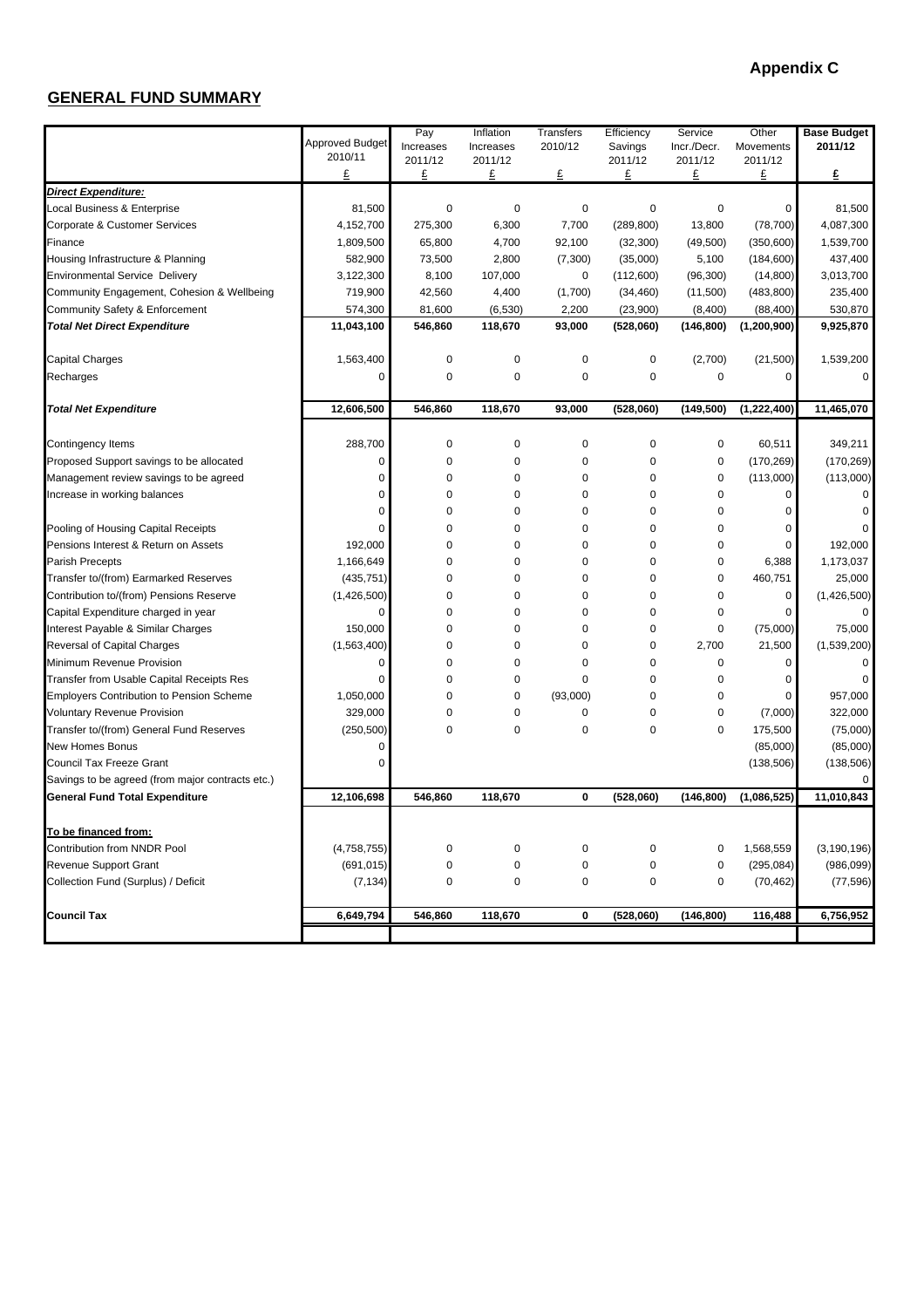**Appendix C**

## GENERAL FUND SUMMARY

| | Approved Budget 2010/11 | Pay Increases 2011/12 | Inflation Increases 2011/12 | Transfers 2010/12 | Efficiency Savings 2011/12 | Service Incr./Decr. 2011/12 | Other Movements 2011/12 | Base Budget 2011/12 |
|---|---|---|---|---|---|---|---|---|
| | £ | £ | £ | £ | £ | £ | £ | £ |
| ***Direct Expenditure:*** | | | | | | | | |
| Local Business & Enterprise | 81,500 | 0 | 0 | 0 | 0 | 0 | 0 | 81,500 |
| Corporate & Customer Services | 4,152,700 | 275,300 | 6,300 | 7,700 | (289,800) | 13,800 | (78,700) | 4,087,300 |
| Finance | 1,809,500 | 65,800 | 4,700 | 92,100 | (32,300) | (49,500) | (350,600) | 1,539,700 |
| Housing Infrastructure & Planning | 582,900 | 73,500 | 2,800 | (7,300) | (35,000) | 5,100 | (184,600) | 437,400 |
| Environmental Service Delivery | 3,122,300 | 8,100 | 107,000 | 0 | (112,600) | (96,300) | (14,800) | 3,013,700 |
| Community Engagement, Cohesion & Wellbeing | 719,900 | 42,560 | 4,400 | (1,700) | (34,460) | (11,500) | (483,800) | 235,400 |
| Community Safety & Enforcement | 574,300 | 81,600 | (6,530) | 2,200 | (23,900) | (8,400) | (88,400) | 530,870 |
| ***Total Net Direct Expenditure*** | **11,043,100** | **546,860** | **118,670** | **93,000** | **(528,060)** | **(146,800)** | **(1,200,900)** | **9,925,870** |
| | | | | | | | | |
| Capital Charges | 1,563,400 | 0 | 0 | 0 | 0 | (2,700) | (21,500) | 1,539,200 |
| Recharges | 0 | 0 | 0 | 0 | 0 | 0 | 0 | 0 |
| | | | | | | | | |
| ***Total Net Expenditure*** | **12,606,500** | **546,860** | **118,670** | **93,000** | **(528,060)** | **(149,500)** | **(1,222,400)** | **11,465,070** |
| | | | | | | | | |
| Contingency Items | 288,700 | 0 | 0 | 0 | 0 | 0 | 60,511 | 349,211 |
| Proposed Support savings to be allocated | 0 | 0 | 0 | 0 | 0 | 0 | (170,269) | (170,269) |
| Management review savings to be agreed | 0 | 0 | 0 | 0 | 0 | 0 | (113,000) | (113,000) |
| Increase in working balances | 0 | 0 | 0 | 0 | 0 | 0 | 0 | 0 |
| | 0 | 0 | 0 | 0 | 0 | 0 | 0 | 0 |
| Pooling of Housing Capital Receipts | 0 | 0 | 0 | 0 | 0 | 0 | 0 | 0 |
| Pensions Interest & Return on Assets | 192,000 | 0 | 0 | 0 | 0 | 0 | 0 | 192,000 |
| Parish Precepts | 1,166,649 | 0 | 0 | 0 | 0 | 0 | 6,388 | 1,173,037 |
| Transfer to/(from) Earmarked Reserves | (435,751) | 0 | 0 | 0 | 0 | 0 | 460,751 | 25,000 |
| Contribution to/(from) Pensions Reserve | (1,426,500) | 0 | 0 | 0 | 0 | 0 | 0 | (1,426,500) |
| Capital Expenditure charged in year | 0 | 0 | 0 | 0 | 0 | 0 | 0 | 0 |
| Interest Payable & Similar Charges | 150,000 | 0 | 0 | 0 | 0 | 0 | (75,000) | 75,000 |
| Reversal of Capital Charges | (1,563,400) | 0 | 0 | 0 | 0 | 2,700 | 21,500 | (1,539,200) |
| Minimum Revenue Provision | 0 | 0 | 0 | 0 | 0 | 0 | 0 | 0 |
| Transfer from Usable Capital Receipts Res | 0 | 0 | 0 | 0 | 0 | 0 | 0 | 0 |
| Employers Contribution to Pension Scheme | 1,050,000 | 0 | 0 | (93,000) | 0 | 0 | 0 | 957,000 |
| Voluntary Revenue Provision | 329,000 | 0 | 0 | 0 | 0 | 0 | (7,000) | 322,000 |
| Transfer to/(from) General Fund Reserves | (250,500) | 0 | 0 | 0 | 0 | 0 | 175,500 | (75,000) |
| New Homes Bonus | 0 | | | | | | (85,000) | (85,000) |
| Council Tax Freeze Grant | 0 | | | | | | (138,506) | (138,506) |
| Savings to be agreed (from major contracts etc.) | | | | | | | | 0 |
| **General Fund Total Expenditure** | **12,106,698** | **546,860** | **118,670** | **0** | **(528,060)** | **(146,800)** | **(1,086,525)** | **11,010,843** |
| | | | | | | | | |
| **To be financed from:** | | | | | | | | |
| Contribution from NNDR Pool | (4,758,755) | 0 | 0 | 0 | 0 | 0 | 1,568,559 | (3,190,196) |
| Revenue Support Grant | (691,015) | 0 | 0 | 0 | 0 | 0 | (295,084) | (986,099) |
| Collection Fund (Surplus) / Deficit | (7,134) | 0 | 0 | 0 | 0 | 0 | (70,462) | (77,596) |
| | | | | | | | | |
| **Council Tax** | **6,649,794** | **546,860** | **118,670** | **0** | **(528,060)** | **(146,800)** | **116,488** | **6,756,952** |